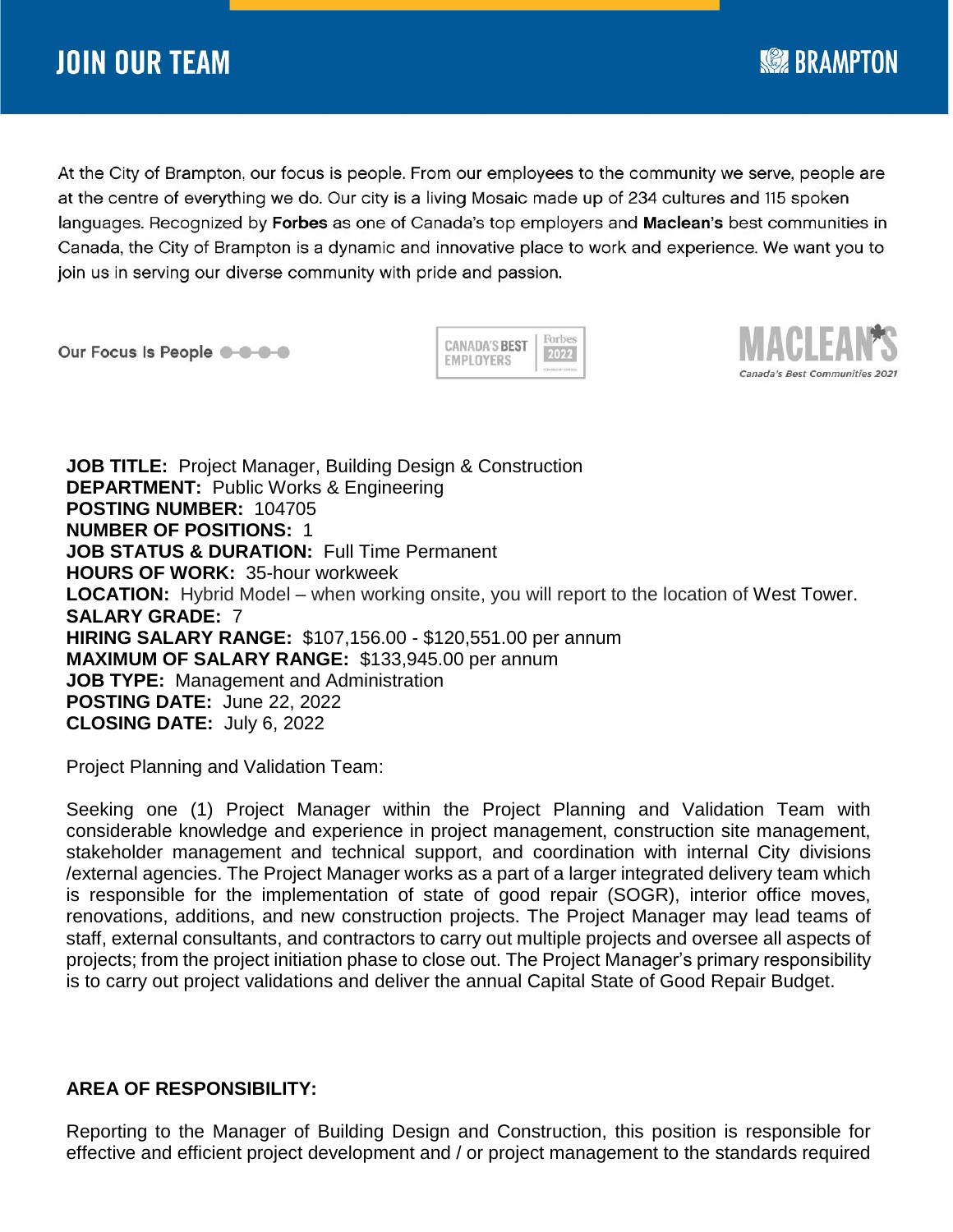# JOIN OUR TEAM

BRAMPTON

At the City of Brampton, our focus is people. From our employees to the community we serve, people are at the centre of everything we do. Our city is a living Mosaic made up of 234 cultures and 115 spoken languages. Recognized by **Forbes** as one of Canada's top employers and **Maclean's** best communities in Canada, the City of Brampton is a dynamic and innovative place to work and experience. We want you to join us in serving our diverse community with pride and passion.

Our Focus Is People

CANADA'S BEST EMPLOYERS Forbes 2022

MACLEAN'S *Canada's Best Communities 2021*

**JOB TITLE:** Project Manager, Building Design & Construction
**DEPARTMENT:** Public Works & Engineering
**POSTING NUMBER:** 104705
**NUMBER OF POSITIONS:** 1
**JOB STATUS & DURATION:** Full Time Permanent
**HOURS OF WORK:** 35-hour workweek
**LOCATION:** Hybrid Model – when working onsite, you will report to the location of West Tower.
**SALARY GRADE:** 7
**HIRING SALARY RANGE:** $107,156.00 - $120,551.00 per annum
**MAXIMUM OF SALARY RANGE:** $133,945.00 per annum
**JOB TYPE:** Management and Administration
**POSTING DATE:** June 22, 2022
**CLOSING DATE:** July 6, 2022

Project Planning and Validation Team:

Seeking one (1) Project Manager within the Project Planning and Validation Team with considerable knowledge and experience in project management, construction site management, stakeholder management and technical support, and coordination with internal City divisions /external agencies. The Project Manager works as a part of a larger integrated delivery team which is responsible for the implementation of state of good repair (SOGR), interior office moves, renovations, additions, and new construction projects. The Project Manager may lead teams of staff, external consultants, and contractors to carry out multiple projects and oversee all aspects of projects; from the project initiation phase to close out. The Project Manager's primary responsibility is to carry out project validations and deliver the annual Capital State of Good Repair Budget.

**AREA OF RESPONSIBILITY:**

Reporting to the Manager of Building Design and Construction, this position is responsible for effective and efficient project development and / or project management to the standards required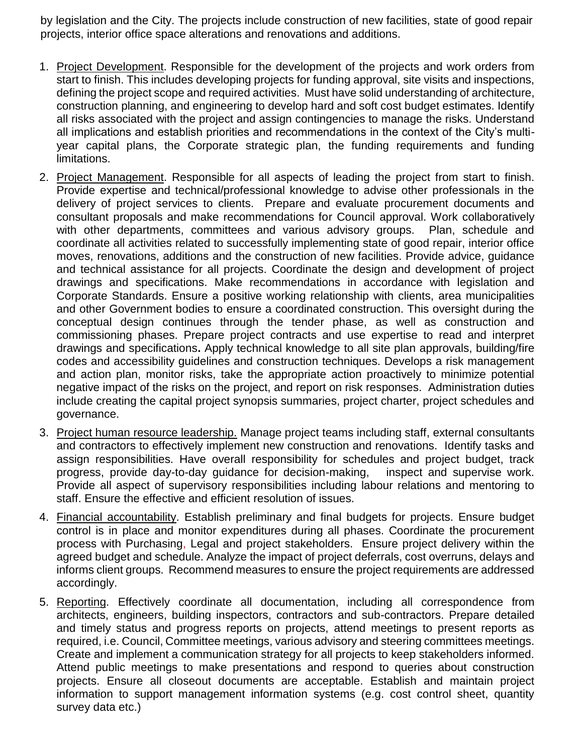by legislation and the City. The projects include construction of new facilities, state of good repair projects, interior office space alterations and renovations and additions.

1. Project Development. Responsible for the development of the projects and work orders from start to finish. This includes developing projects for funding approval, site visits and inspections, defining the project scope and required activities. Must have solid understanding of architecture, construction planning, and engineering to develop hard and soft cost budget estimates. Identify all risks associated with the project and assign contingencies to manage the risks. Understand all implications and establish priorities and recommendations in the context of the City's multi-year capital plans, the Corporate strategic plan, the funding requirements and funding limitations.
2. Project Management. Responsible for all aspects of leading the project from start to finish. Provide expertise and technical/professional knowledge to advise other professionals in the delivery of project services to clients. Prepare and evaluate procurement documents and consultant proposals and make recommendations for Council approval. Work collaboratively with other departments, committees and various advisory groups. Plan, schedule and coordinate all activities related to successfully implementing state of good repair, interior office moves, renovations, additions and the construction of new facilities. Provide advice, guidance and technical assistance for all projects. Coordinate the design and development of project drawings and specifications. Make recommendations in accordance with legislation and Corporate Standards. Ensure a positive working relationship with clients, area municipalities and other Government bodies to ensure a coordinated construction. This oversight during the conceptual design continues through the tender phase, as well as construction and commissioning phases. Prepare project contracts and use expertise to read and interpret drawings and specifications**.** Apply technical knowledge to all site plan approvals, building/fire codes and accessibility guidelines and construction techniques. Develops a risk management and action plan, monitor risks, take the appropriate action proactively to minimize potential negative impact of the risks on the project, and report on risk responses. Administration duties include creating the capital project synopsis summaries, project charter, project schedules and governance.
3. Project human resource leadership. Manage project teams including staff, external consultants and contractors to effectively implement new construction and renovations. Identify tasks and assign responsibilities. Have overall responsibility for schedules and project budget, track progress, provide day-to-day guidance for decision-making, inspect and supervise work. Provide all aspect of supervisory responsibilities including labour relations and mentoring to staff. Ensure the effective and efficient resolution of issues.
4. Financial accountability. Establish preliminary and final budgets for projects. Ensure budget control is in place and monitor expenditures during all phases. Coordinate the procurement process with Purchasing, Legal and project stakeholders. Ensure project delivery within the agreed budget and schedule. Analyze the impact of project deferrals, cost overruns, delays and informs client groups. Recommend measures to ensure the project requirements are addressed accordingly.
5. Reporting. Effectively coordinate all documentation, including all correspondence from architects, engineers, building inspectors, contractors and sub-contractors. Prepare detailed and timely status and progress reports on projects, attend meetings to present reports as required, i.e. Council, Committee meetings, various advisory and steering committees meetings. Create and implement a communication strategy for all projects to keep stakeholders informed. Attend public meetings to make presentations and respond to queries about construction projects. Ensure all closeout documents are acceptable. Establish and maintain project information to support management information systems (e.g. cost control sheet, quantity survey data etc.)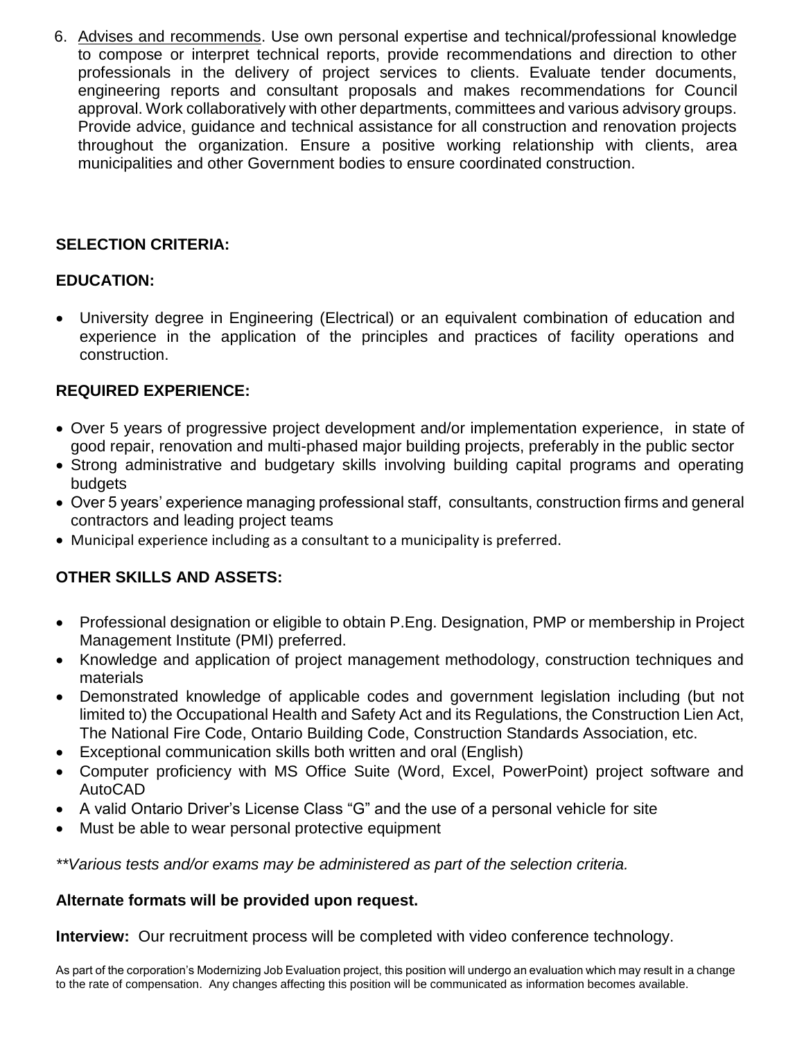6. Advises and recommends. Use own personal expertise and technical/professional knowledge to compose or interpret technical reports, provide recommendations and direction to other professionals in the delivery of project services to clients. Evaluate tender documents, engineering reports and consultant proposals and makes recommendations for Council approval. Work collaboratively with other departments, committees and various advisory groups. Provide advice, guidance and technical assistance for all construction and renovation projects throughout the organization. Ensure a positive working relationship with clients, area municipalities and other Government bodies to ensure coordinated construction.

## SELECTION CRITERIA:

### EDUCATION:

- University degree in Engineering (Electrical) or an equivalent combination of education and experience in the application of the principles and practices of facility operations and construction.

### REQUIRED EXPERIENCE:

- Over 5 years of progressive project development and/or implementation experience, in state of good repair, renovation and multi-phased major building projects, preferably in the public sector
- Strong administrative and budgetary skills involving building capital programs and operating budgets
- Over 5 years' experience managing professional staff, consultants, construction firms and general contractors and leading project teams
- Municipal experience including as a consultant to a municipality is preferred.

### OTHER SKILLS AND ASSETS:

- Professional designation or eligible to obtain P.Eng. Designation, PMP or membership in Project Management Institute (PMI) preferred.
- Knowledge and application of project management methodology, construction techniques and materials
- Demonstrated knowledge of applicable codes and government legislation including (but not limited to) the Occupational Health and Safety Act and its Regulations, the Construction Lien Act, The National Fire Code, Ontario Building Code, Construction Standards Association, etc.
- Exceptional communication skills both written and oral (English)
- Computer proficiency with MS Office Suite (Word, Excel, PowerPoint) project software and AutoCAD
- A valid Ontario Driver's License Class "G" and the use of a personal vehicle for site
- Must be able to wear personal protective equipment

*\*\*Various tests and/or exams may be administered as part of the selection criteria.*

**Alternate formats will be provided upon request.**

**Interview:** Our recruitment process will be completed with video conference technology.

As part of the corporation's Modernizing Job Evaluation project, this position will undergo an evaluation which may result in a change to the rate of compensation. Any changes affecting this position will be communicated as information becomes available.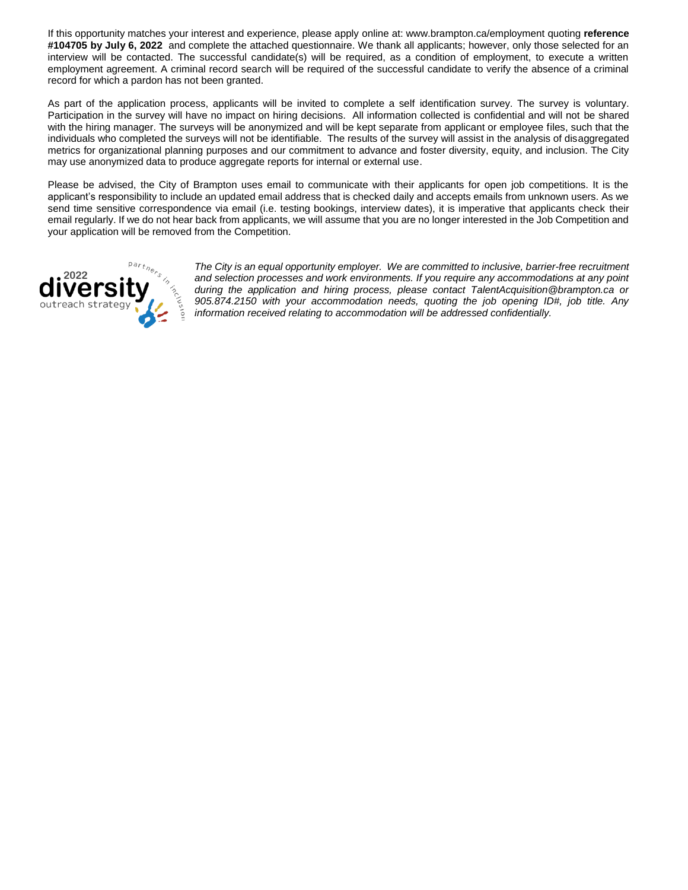If this opportunity matches your interest and experience, please apply online at: www.brampton.ca/employment quoting **reference #104705 by July 6, 2022** and complete the attached questionnaire. We thank all applicants; however, only those selected for an interview will be contacted. The successful candidate(s) will be required, as a condition of employment, to execute a written employment agreement. A criminal record search will be required of the successful candidate to verify the absence of a criminal record for which a pardon has not been granted.

As part of the application process, applicants will be invited to complete a self identification survey. The survey is voluntary. Participation in the survey will have no impact on hiring decisions. All information collected is confidential and will not be shared with the hiring manager. The surveys will be anonymized and will be kept separate from applicant or employee files, such that the individuals who completed the surveys will not be identifiable. The results of the survey will assist in the analysis of disaggregated metrics for organizational planning purposes and our commitment to advance and foster diversity, equity, and inclusion. The City may use anonymized data to produce aggregate reports for internal or external use.

Please be advised, the City of Brampton uses email to communicate with their applicants for open job competitions. It is the applicant's responsibility to include an updated email address that is checked daily and accepts emails from unknown users. As we send time sensitive correspondence via email (i.e. testing bookings, interview dates), it is imperative that applicants check their email regularly. If we do not hear back from applicants, we will assume that you are no longer interested in the Job Competition and your application will be removed from the Competition.

2022 diversity outreach strategy partners in inclusion

*The City is an equal opportunity employer. We are committed to inclusive, barrier-free recruitment and selection processes and work environments. If you require any accommodations at any point during the application and hiring process, please contact TalentAcquisition@brampton.ca or 905.874.2150 with your accommodation needs, quoting the job opening ID#, job title. Any information received relating to accommodation will be addressed confidentially.*